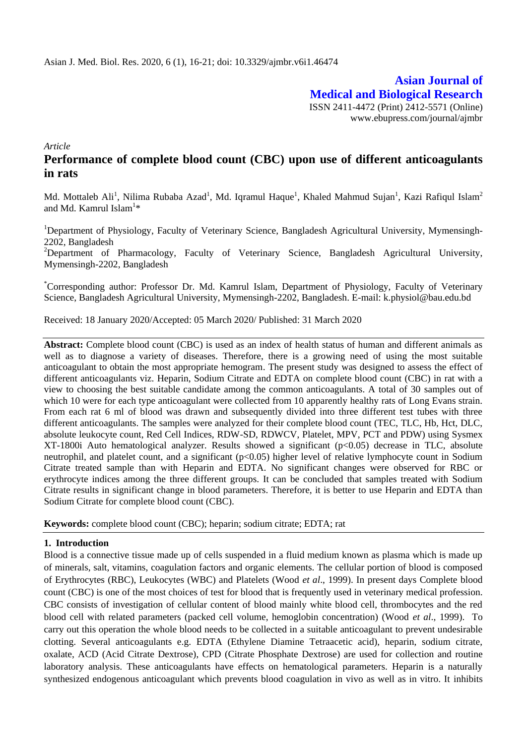*Article*

# Performance of complete blood count (CBC) upon use of different anticoagulants in rats

Md. Mottaleb Ali[1], Nilima Rubaba Azad[1], Md. Iqramul Haque[1], Khaled Mahmud Sujan[1], Kazi Rafiqul Islam[2] and Md. Kamrul Islam[1]*

[1]Department of Physiology, Faculty of Veterinary Science, Bangladesh Agricultural University, Mymensingh-2202, Bangladesh

[2]Department of Pharmacology, Faculty of Veterinary Science, Bangladesh Agricultural University, Mymensingh-2202, Bangladesh

*Corresponding author: Professor Dr. Md. Kamrul Islam, Department of Physiology, Faculty of Veterinary Science, Bangladesh Agricultural University, Mymensingh-2202, Bangladesh. E-mail: k.physiol@bau.edu.bd

Received: 18 January 2020/Accepted: 05 March 2020/ Published: 31 March 2020

**Abstract:** Complete blood count (CBC) is used as an index of health status of human and different animals as well as to diagnose a variety of diseases. Therefore, there is a growing need of using the most suitable anticoagulant to obtain the most appropriate hemogram. The present study was designed to assess the effect of different anticoagulants viz. Heparin, Sodium Citrate and EDTA on complete blood count (CBC) in rat with a view to choosing the best suitable candidate among the common anticoagulants. A total of 30 samples out of which 10 were for each type anticoagulant were collected from 10 apparently healthy rats of Long Evans strain. From each rat 6 ml of blood was drawn and subsequently divided into three different test tubes with three different anticoagulants. The samples were analyzed for their complete blood count (TEC, TLC, Hb, Hct, DLC, absolute leukocyte count, Red Cell Indices, RDW-SD, RDWCV, Platelet, MPV, PCT and PDW) using Sysmex XT-1800i Auto hematological analyzer. Results showed a significant ($p<0.05$) decrease in TLC, absolute neutrophil, and platelet count, and a significant ($p<0.05$) higher level of relative lymphocyte count in Sodium Citrate treated sample than with Heparin and EDTA. No significant changes were observed for RBC or erythrocyte indices among the three different groups. It can be concluded that samples treated with Sodium Citrate results in significant change in blood parameters. Therefore, it is better to use Heparin and EDTA than Sodium Citrate for complete blood count (CBC).

**Keywords:** complete blood count (CBC); heparin; sodium citrate; EDTA; rat

## 1. Introduction

Blood is a connective tissue made up of cells suspended in a fluid medium known as plasma which is made up of minerals, salt, vitamins, coagulation factors and organic elements. The cellular portion of blood is composed of Erythrocytes (RBC), Leukocytes (WBC) and Platelets (Wood *et al*., 1999). In present days Complete blood count (CBC) is one of the most choices of test for blood that is frequently used in veterinary medical profession. CBC consists of investigation of cellular content of blood mainly white blood cell, thrombocytes and the red blood cell with related parameters (packed cell volume, hemoglobin concentration) (Wood *et al*., 1999). To carry out this operation the whole blood needs to be collected in a suitable anticoagulant to prevent undesirable clotting. Several anticoagulants e.g. EDTA (Ethylene Diamine Tetraacetic acid), heparin, sodium citrate, oxalate, ACD (Acid Citrate Dextrose), CPD (Citrate Phosphate Dextrose) are used for collection and routine laboratory analysis. These anticoagulants have effects on hematological parameters. Heparin is a naturally synthesized endogenous anticoagulant which prevents blood coagulation in vivo as well as in vitro. It inhibits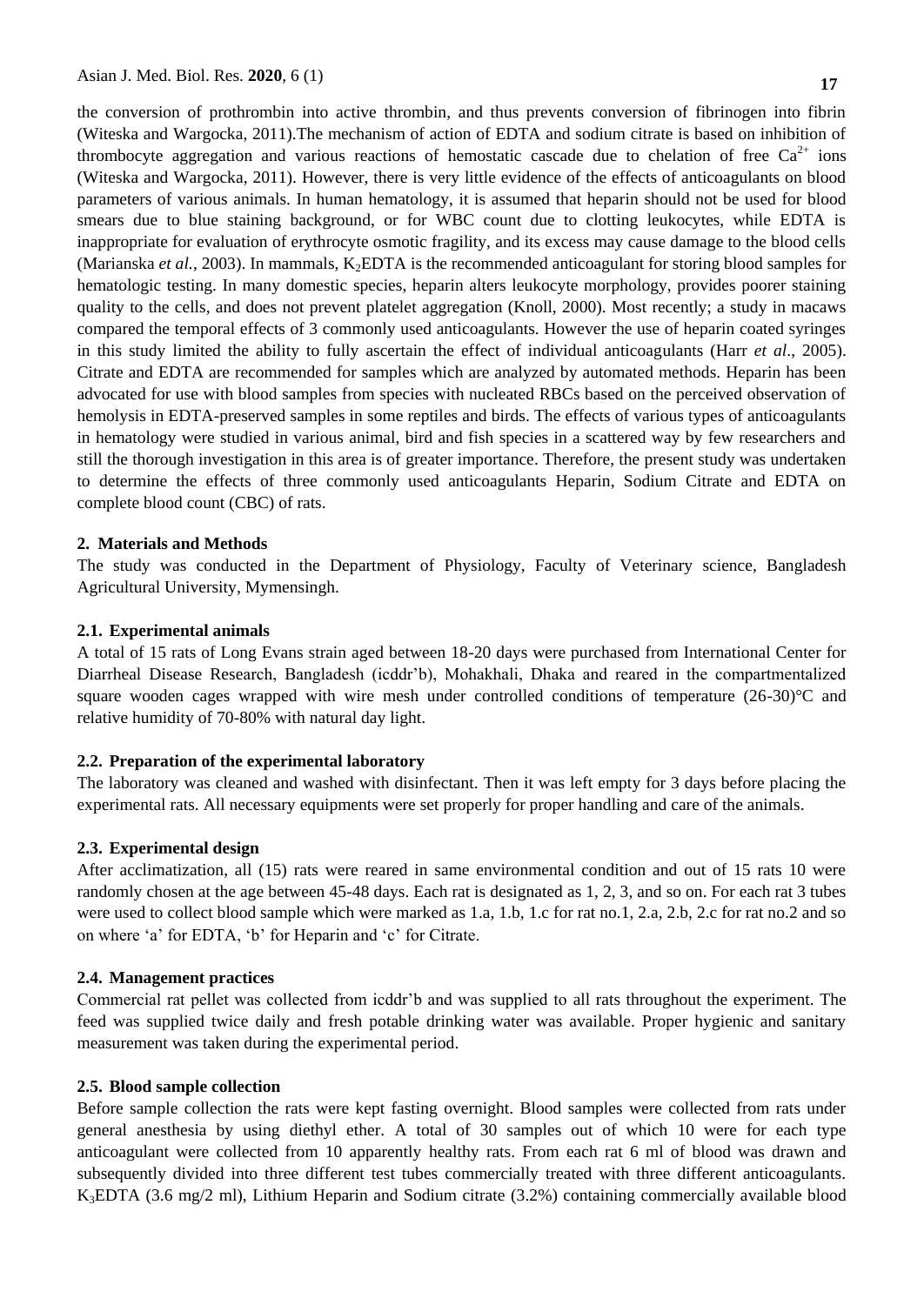the conversion of prothrombin into active thrombin, and thus prevents conversion of fibrinogen into fibrin (Witeska and Wargocka, 2011).The mechanism of action of EDTA and sodium citrate is based on inhibition of thrombocyte aggregation and various reactions of hemostatic cascade due to chelation of free $Ca^{2+}$ ions (Witeska and Wargocka, 2011). However, there is very little evidence of the effects of anticoagulants on blood parameters of various animals. In human hematology, it is assumed that heparin should not be used for blood smears due to blue staining background, or for WBC count due to clotting leukocytes, while EDTA is inappropriate for evaluation of erythrocyte osmotic fragility, and its excess may cause damage to the blood cells (Marianska *et al.,* 2003). In mammals, $K_2$EDTA is the recommended anticoagulant for storing blood samples for hematologic testing. In many domestic species, heparin alters leukocyte morphology, provides poorer staining quality to the cells, and does not prevent platelet aggregation (Knoll, 2000). Most recently; a study in macaws compared the temporal effects of 3 commonly used anticoagulants. However the use of heparin coated syringes in this study limited the ability to fully ascertain the effect of individual anticoagulants (Harr *et al*., 2005). Citrate and EDTA are recommended for samples which are analyzed by automated methods. Heparin has been advocated for use with blood samples from species with nucleated RBCs based on the perceived observation of hemolysis in EDTA-preserved samples in some reptiles and birds. The effects of various types of anticoagulants in hematology were studied in various animal, bird and fish species in a scattered way by few researchers and still the thorough investigation in this area is of greater importance. Therefore, the present study was undertaken to determine the effects of three commonly used anticoagulants Heparin, Sodium Citrate and EDTA on complete blood count (CBC) of rats.

## 2. Materials and Methods

The study was conducted in the Department of Physiology, Faculty of Veterinary science, Bangladesh Agricultural University, Mymensingh.

### 2.1. Experimental animals

A total of 15 rats of Long Evans strain aged between 18-20 days were purchased from International Center for Diarrheal Disease Research, Bangladesh (icddr'b), Mohakhali, Dhaka and reared in the compartmentalized square wooden cages wrapped with wire mesh under controlled conditions of temperature (26-30)°C and relative humidity of 70-80% with natural day light.

### 2.2. Preparation of the experimental laboratory

The laboratory was cleaned and washed with disinfectant. Then it was left empty for 3 days before placing the experimental rats. All necessary equipments were set properly for proper handling and care of the animals.

### 2.3. Experimental design

After acclimatization, all (15) rats were reared in same environmental condition and out of 15 rats 10 were randomly chosen at the age between 45-48 days. Each rat is designated as 1, 2, 3, and so on. For each rat 3 tubes were used to collect blood sample which were marked as 1.a, 1.b, 1.c for rat no.1, 2.a, 2.b, 2.c for rat no.2 and so on where 'a' for EDTA, 'b' for Heparin and 'c' for Citrate.

### 2.4. Management practices

Commercial rat pellet was collected from icddr'b and was supplied to all rats throughout the experiment. The feed was supplied twice daily and fresh potable drinking water was available. Proper hygienic and sanitary measurement was taken during the experimental period.

### 2.5. Blood sample collection

Before sample collection the rats were kept fasting overnight. Blood samples were collected from rats under general anesthesia by using diethyl ether. A total of 30 samples out of which 10 were for each type anticoagulant were collected from 10 apparently healthy rats. From each rat 6 ml of blood was drawn and subsequently divided into three different test tubes commercially treated with three different anticoagulants. $K_3$EDTA (3.6 mg/2 ml), Lithium Heparin and Sodium citrate (3.2%) containing commercially available blood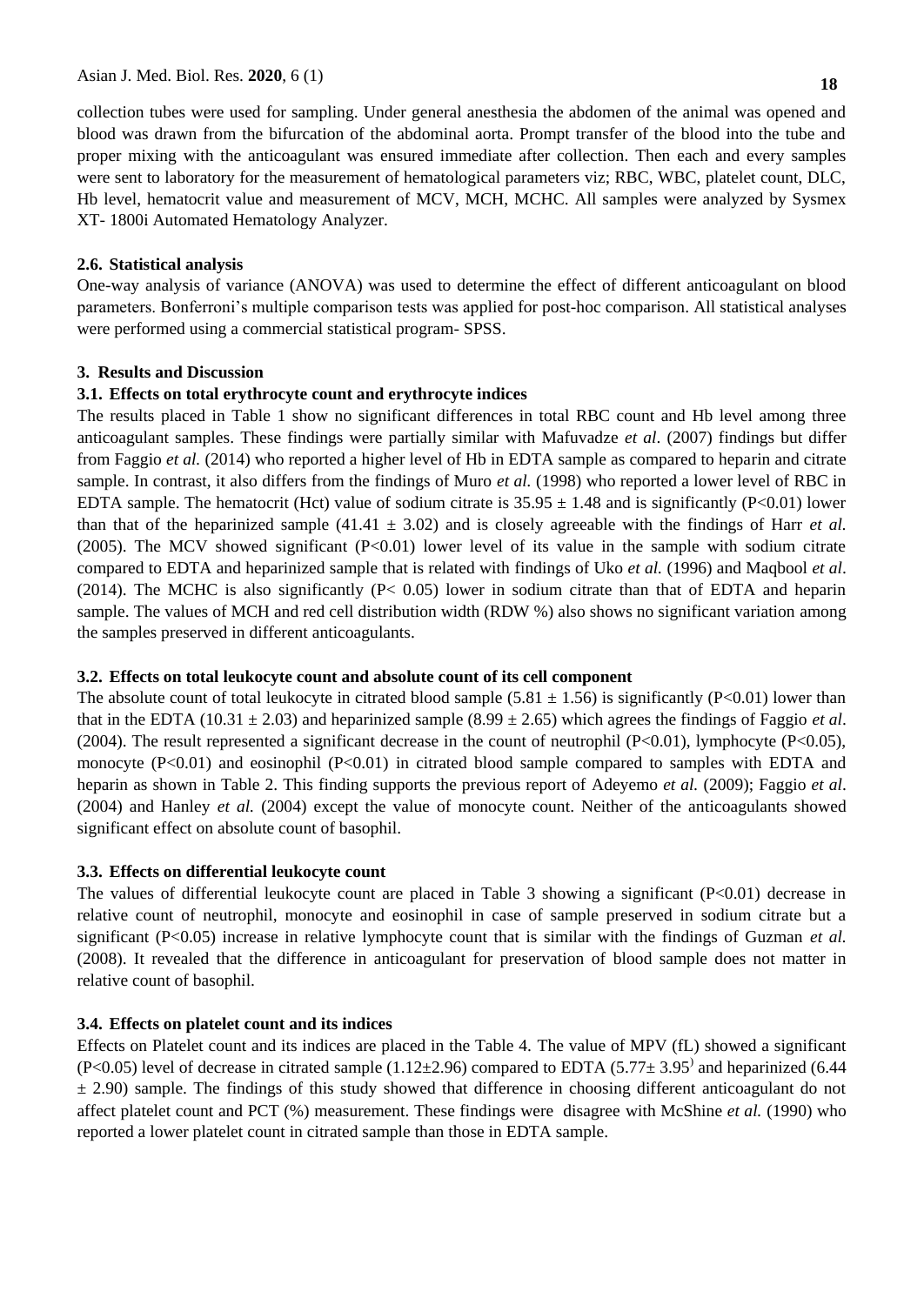collection tubes were used for sampling. Under general anesthesia the abdomen of the animal was opened and blood was drawn from the bifurcation of the abdominal aorta. Prompt transfer of the blood into the tube and proper mixing with the anticoagulant was ensured immediate after collection. Then each and every samples were sent to laboratory for the measurement of hematological parameters viz; RBC, WBC, platelet count, DLC, Hb level, hematocrit value and measurement of MCV, MCH, MCHC. All samples were analyzed by Sysmex XT- 1800i Automated Hematology Analyzer.

### 2.6. Statistical analysis

One-way analysis of variance (ANOVA) was used to determine the effect of different anticoagulant on blood parameters. Bonferroni's multiple comparison tests was applied for post-hoc comparison. All statistical analyses were performed using a commercial statistical program- SPSS.

## 3. Results and Discussion

### 3.1. Effects on total erythrocyte count and erythrocyte indices

The results placed in Table 1 show no significant differences in total RBC count and Hb level among three anticoagulant samples. These findings were partially similar with Mafuvadze *et al*. (2007) findings but differ from Faggio *et al.* (2014) who reported a higher level of Hb in EDTA sample as compared to heparin and citrate sample. In contrast, it also differs from the findings of Muro *et al.* (1998) who reported a lower level of RBC in EDTA sample. The hematocrit (Hct) value of sodium citrate is $35.95 \pm 1.48$ and is significantly ($P<0.01$) lower than that of the heparinized sample ($41.41 \pm 3.02$) and is closely agreeable with the findings of Harr *et al.* (2005). The MCV showed significant ($P<0.01$) lower level of its value in the sample with sodium citrate compared to EDTA and heparinized sample that is related with findings of Uko *et al.* (1996) and Maqbool *et al*. (2014). The MCHC is also significantly ($P< 0.05$) lower in sodium citrate than that of EDTA and heparin sample. The values of MCH and red cell distribution width (RDW %) also shows no significant variation among the samples preserved in different anticoagulants.

### 3.2. Effects on total leukocyte count and absolute count of its cell component

The absolute count of total leukocyte in citrated blood sample ($5.81 \pm 1.56$) is significantly ($P<0.01$) lower than that in the EDTA ($10.31 \pm 2.03$) and heparinized sample ($8.99 \pm 2.65$) which agrees the findings of Faggio *et al*. (2004). The result represented a significant decrease in the count of neutrophil ($P<0.01$), lymphocyte ($P<0.05$), monocyte ($P<0.01$) and eosinophil ($P<0.01$) in citrated blood sample compared to samples with EDTA and heparin as shown in Table 2. This finding supports the previous report of Adeyemo *et al.* (2009); Faggio *et al*. (2004) and Hanley *et al.* (2004) except the value of monocyte count. Neither of the anticoagulants showed significant effect on absolute count of basophil.

### 3.3. Effects on differential leukocyte count

The values of differential leukocyte count are placed in Table 3 showing a significant ($P<0.01$) decrease in relative count of neutrophil, monocyte and eosinophil in case of sample preserved in sodium citrate but a significant ($P<0.05$) increase in relative lymphocyte count that is similar with the findings of Guzman *et al.* (2008). It revealed that the difference in anticoagulant for preservation of blood sample does not matter in relative count of basophil.

### 3.4. Effects on platelet count and its indices

Effects on Platelet count and its indices are placed in the Table 4. The value of MPV (fL) showed a significant ($P<0.05$) level of decrease in citrated sample ($1.12 \pm 2.96$) compared to EDTA ($5.77 \pm 3.95$) and heparinized ($6.44 \pm 2.90$) sample. The findings of this study showed that difference in choosing different anticoagulant do not affect platelet count and PCT (%) measurement. These findings were disagree with McShine *et al.* (1990) who reported a lower platelet count in citrated sample than those in EDTA sample.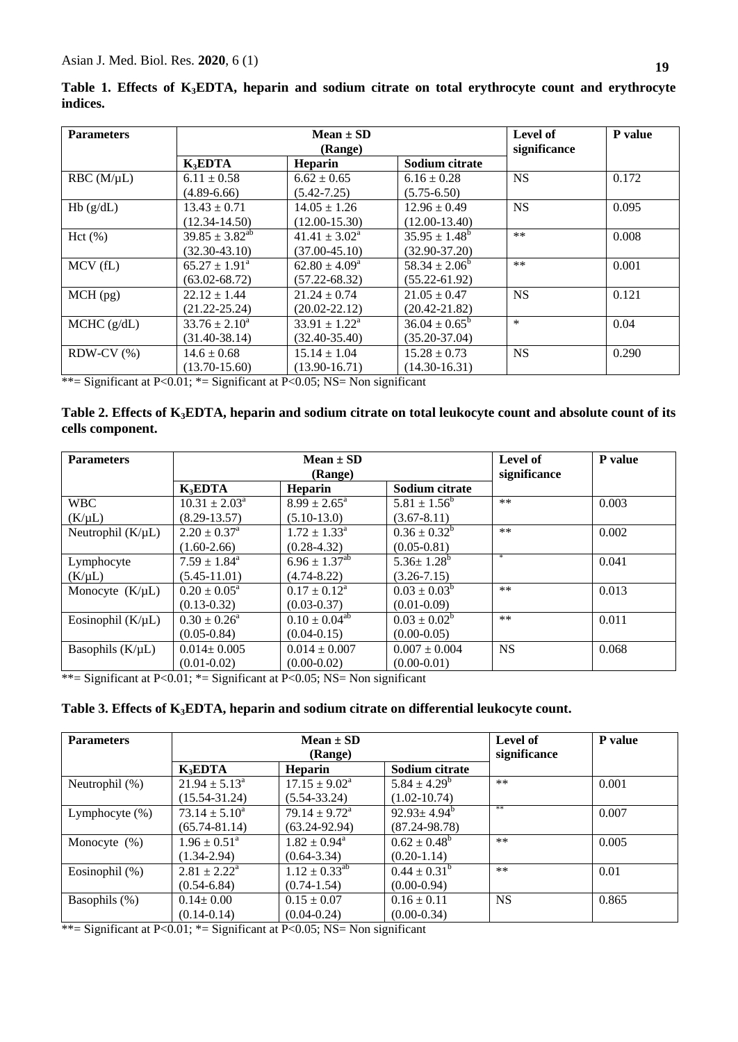**Table 1. Effects of $K_3EDTA$, heparin and sodium citrate on total erythrocyte count and erythrocyte indices.**

| Parameters | Mean ± SD (Range) | | | Level of significance | P value |
|---|---|---|---|---|---|
| | $K_3EDTA$ | Heparin | Sodium citrate | | |
| RBC (M/μL) | 6.11 ± 0.58 (4.89-6.66) | 6.62 ± 0.65 (5.42-7.25) | 6.16 ± 0.28 (5.75-6.50) | NS | 0.172 |
| Hb (g/dL) | 13.43 ± 0.71 (12.34-14.50) | 14.05 ± 1.26 (12.00-15.30) | 12.96 ± 0.49 (12.00-13.40) | NS | 0.095 |
| Hct (%) | 39.85 ± 3.82[ab] (32.30-43.10) | 41.41 ± 3.02[a] (37.00-45.10) | 35.95 ± 1.48[b] (32.90-37.20) | ** | 0.008 |
| MCV (fL) | 65.27 ± 1.91[a] (63.02-68.72) | 62.80 ± 4.09[a] (57.22-68.32) | 58.34 ± 2.06[b] (55.22-61.92) | ** | 0.001 |
| MCH (pg) | 22.12 ± 1.44 (21.22-25.24) | 21.24 ± 0.74 (20.02-22.12) | 21.05 ± 0.47 (20.42-21.82) | NS | 0.121 |
| MCHC (g/dL) | 33.76 ± 2.10[a] (31.40-38.14) | 33.91 ± 1.22[a] (32.40-35.40) | 36.04 ± 0.65[b] (35.20-37.04) | * | 0.04 |
| RDW-CV (%) | 14.6 ± 0.68 (13.70-15.60) | 15.14 ± 1.04 (13.90-16.71) | 15.28 ± 0.73 (14.30-16.31) | NS | 0.290 |

**= Significant at P<0.01; *= Significant at P<0.05; NS= Non significant

**Table 2. Effects of $K_3EDTA$, heparin and sodium citrate on total leukocyte count and absolute count of its cells component.**

| Parameters | Mean ± SD (Range) | | | Level of significance | P value |
|---|---|---|---|---|---|
| | $K_3EDTA$ | Heparin | Sodium citrate | | |
| WBC (K/μL) | 10.31 ± 2.03[a] (8.29-13.57) | 8.99 ± 2.65[a] (5.10-13.0) | 5.81 ± 1.56[b] (3.67-8.11) | ** | 0.003 |
| Neutrophil (K/μL) | 2.20 ± 0.37[a] (1.60-2.66) | 1.72 ± 1.33[a] (0.28-4.32) | 0.36 ± 0.32[b] (0.05-0.81) | ** | 0.002 |
| Lymphocyte (K/μL) | 7.59 ± 1.84[a] (5.45-11.01) | 6.96 ± 1.37[ab] (4.74-8.22) | 5.36± 1.28[b] (3.26-7.15) | * | 0.041 |
| Monocyte (K/μL) | 0.20 ± 0.05[a] (0.13-0.32) | 0.17 ± 0.12[a] (0.03-0.37) | 0.03 ± 0.03[b] (0.01-0.09) | ** | 0.013 |
| Eosinophil (K/μL) | 0.30 ± 0.26[a] (0.05-0.84) | 0.10 ± 0.04[ab] (0.04-0.15) | 0.03 ± 0.02[b] (0.00-0.05) | ** | 0.011 |
| Basophils (K/μL) | 0.014± 0.005 (0.01-0.02) | 0.014 ± 0.007 (0.00-0.02) | 0.007 ± 0.004 (0.00-0.01) | NS | 0.068 |

**= Significant at P<0.01; *= Significant at P<0.05; NS= Non significant

**Table 3. Effects of $K_3EDTA$, heparin and sodium citrate on differential leukocyte count.**

| Parameters | Mean ± SD (Range) | | | Level of significance | P value |
|---|---|---|---|---|---|
| | $K_3EDTA$ | Heparin | Sodium citrate | | |
| Neutrophil (%) | 21.94 ± 5.13[a] (15.54-31.24) | 17.15 ± 9.02[a] (5.54-33.24) | 5.84 ± 4.29[b] (1.02-10.74) | ** | 0.001 |
| Lymphocyte (%) | 73.14 ± 5.10[a] (65.74-81.14) | 79.14 ± 9.72[a] (63.24-92.94) | 92.93± 4.94[b] (87.24-98.78) | ** | 0.007 |
| Monocyte (%) | 1.96 ± 0.51[a] (1.34-2.94) | 1.82 ± 0.94[a] (0.64-3.34) | 0.62 ± 0.48[b] (0.20-1.14) | ** | 0.005 |
| Eosinophil (%) | 2.81 ± 2.22[a] (0.54-6.84) | 1.12 ± 0.33[ab] (0.74-1.54) | 0.44 ± 0.31[b] (0.00-0.94) | ** | 0.01 |
| Basophils (%) | 0.14± 0.00 (0.14-0.14) | 0.15 ± 0.07 (0.04-0.24) | 0.16 ± 0.11 (0.00-0.34) | NS | 0.865 |

**= Significant at P<0.01; *= Significant at P<0.05; NS= Non significant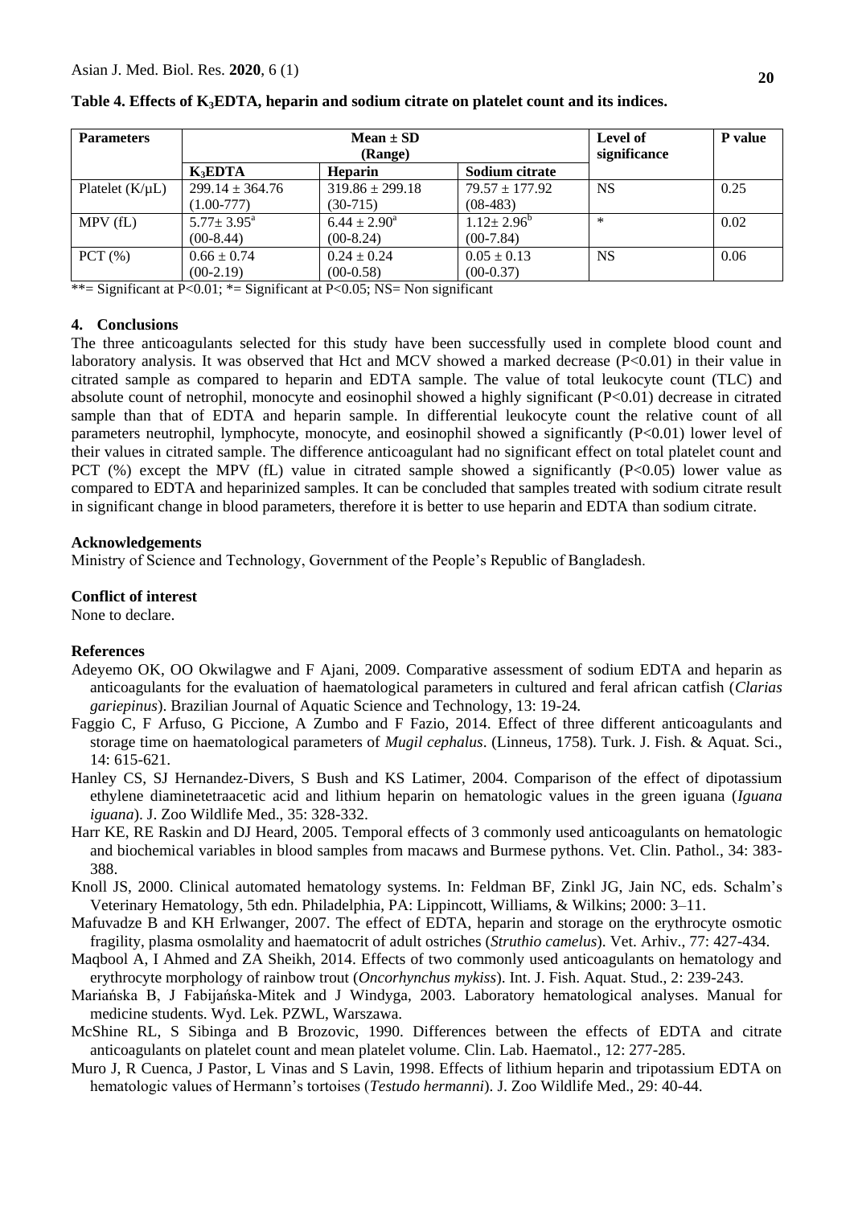**Table 4. Effects of $K_3EDTA$, heparin and sodium citrate on platelet count and its indices.**

| Parameters | Mean ± SD (Range) | | | Level of significance | P value |
|---|---|---|---|---|---|
| | $K_3EDTA$ | Heparin | Sodium citrate | | |
| Platelet (K/µL) | 299.14 ± 364.76 (1.00-777) | 319.86 ± 299.18 (30-715) | 79.57 ± 177.92 (08-483) | NS | 0.25 |
| MPV (fL) | $5.77 \pm 3.95^a$ (00-8.44) | $6.44 \pm 2.90^a$ (00-8.24) | $1.12 \pm 2.96^b$ (00-7.84) | * | 0.02 |
| PCT (%) | 0.66 ± 0.74 (00-2.19) | 0.24 ± 0.24 (00-0.58) | 0.05 ± 0.13 (00-0.37) | NS | 0.06 |

**= Significant at P<0.01; *= Significant at P<0.05; NS= Non significant

## 4. Conclusions

The three anticoagulants selected for this study have been successfully used in complete blood count and laboratory analysis. It was observed that Hct and MCV showed a marked decrease (P<0.01) in their value in citrated sample as compared to heparin and EDTA sample. The value of total leukocyte count (TLC) and absolute count of netrophil, monocyte and eosinophil showed a highly significant (P<0.01) decrease in citrated sample than that of EDTA and heparin sample. In differential leukocyte count the relative count of all parameters neutrophil, lymphocyte, monocyte, and eosinophil showed a significantly (P<0.01) lower level of their values in citrated sample. The difference anticoagulant had no significant effect on total platelet count and PCT (%) except the MPV (fL) value in citrated sample showed a significantly (P<0.05) lower value as compared to EDTA and heparinized samples. It can be concluded that samples treated with sodium citrate result in significant change in blood parameters, therefore it is better to use heparin and EDTA than sodium citrate.

## Acknowledgements

Ministry of Science and Technology, Government of the People's Republic of Bangladesh.

## Conflict of interest

None to declare.

## References

Adeyemo OK, OO Okwilagwe and F Ajani, 2009. Comparative assessment of sodium EDTA and heparin as anticoagulants for the evaluation of haematological parameters in cultured and feral african catfish (*Clarias gariepinus*). Brazilian Journal of Aquatic Science and Technology, 13: 19-24.

Faggio C, F Arfuso, G Piccione, A Zumbo and F Fazio, 2014. Effect of three different anticoagulants and storage time on haematological parameters of *Mugil cephalus*. (Linneus, 1758). Turk. J. Fish. & Aquat. Sci., 14: 615-621.

Hanley CS, SJ Hernandez-Divers, S Bush and KS Latimer, 2004. Comparison of the effect of dipotassium ethylene diaminetetraacetic acid and lithium heparin on hematologic values in the green iguana (*Iguana iguana*). J. Zoo Wildlife Med., 35: 328-332.

Harr KE, RE Raskin and DJ Heard, 2005. Temporal effects of 3 commonly used anticoagulants on hematologic and biochemical variables in blood samples from macaws and Burmese pythons. Vet. Clin. Pathol., 34: 383-388.

Knoll JS, 2000. Clinical automated hematology systems. In: Feldman BF, Zinkl JG, Jain NC, eds. Schalm's Veterinary Hematology, 5th edn. Philadelphia, PA: Lippincott, Williams, & Wilkins; 2000: 3–11.

Mafuvadze B and KH Erlwanger, 2007. The effect of EDTA, heparin and storage on the erythrocyte osmotic fragility, plasma osmolality and haematocrit of adult ostriches (*Struthio camelus*). Vet. Arhiv., 77: 427-434.

Maqbool A, I Ahmed and ZA Sheikh, 2014. Effects of two commonly used anticoagulants on hematology and erythrocyte morphology of rainbow trout (*Oncorhynchus mykiss*). Int. J. Fish. Aquat. Stud., 2: 239-243.

Mariańska B, J Fabijańska-Mitek and J Windyga, 2003. Laboratory hematological analyses. Manual for medicine students. Wyd. Lek. PZWL, Warszawa.

McShine RL, S Sibinga and B Brozovic, 1990. Differences between the effects of EDTA and citrate anticoagulants on platelet count and mean platelet volume. Clin. Lab. Haematol., 12: 277-285.

Muro J, R Cuenca, J Pastor, L Vinas and S Lavin, 1998. Effects of lithium heparin and tripotassium EDTA on hematologic values of Hermann's tortoises (*Testudo hermanni*). J. Zoo Wildlife Med., 29: 40-44.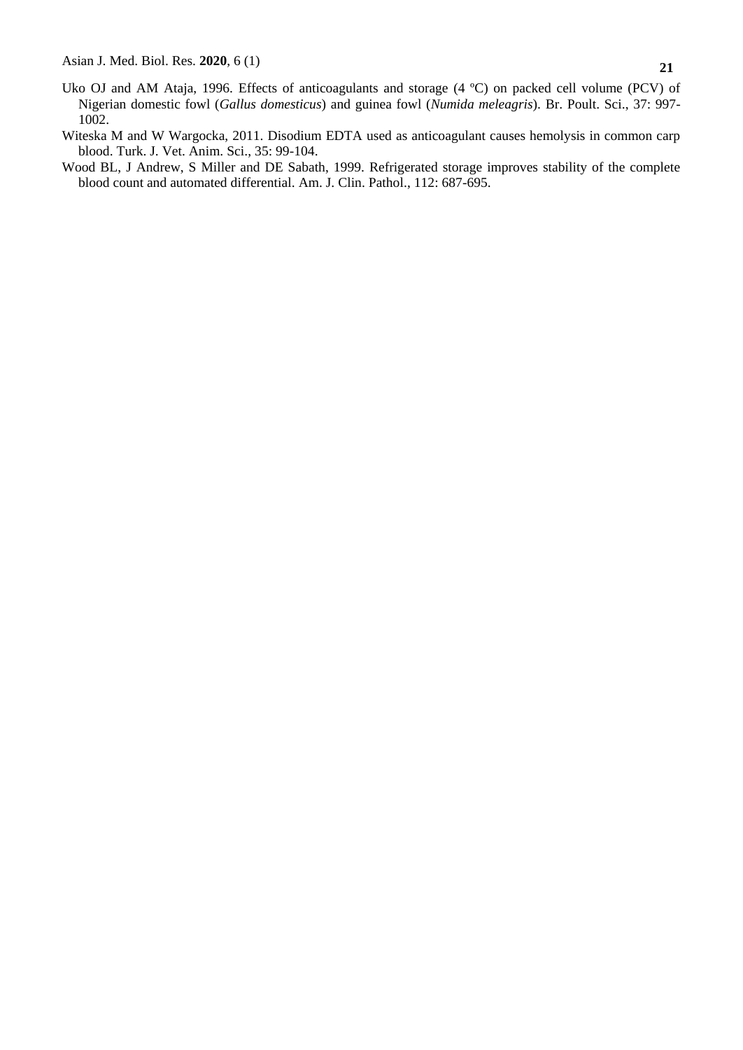Uko OJ and AM Ataja, 1996. Effects of anticoagulants and storage (4 ºC) on packed cell volume (PCV) of Nigerian domestic fowl (*Gallus domesticus*) and guinea fowl (*Numida meleagris*). Br. Poult. Sci., 37: 997-1002.

Witeska M and W Wargocka, 2011. Disodium EDTA used as anticoagulant causes hemolysis in common carp blood. Turk. J. Vet. Anim. Sci., 35: 99-104.

Wood BL, J Andrew, S Miller and DE Sabath, 1999. Refrigerated storage improves stability of the complete blood count and automated differential. Am. J. Clin. Pathol., 112: 687-695.